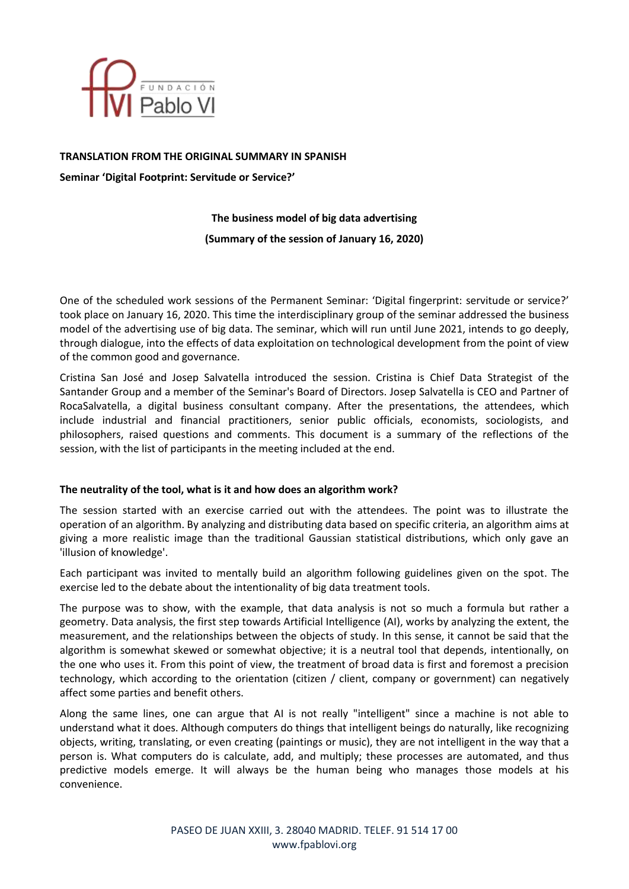**TRANSLATION FROM THE ORIGINAL SUMMARY IN SPANISH**

**Seminar 'Digital Footprint: Servitude or Service?'**

**The business model of big data advertising**

**(Summary of the session of January 16, 2020)**

One of the scheduled work sessions of the Permanent Seminar: 'Digital fingerprint: servitude or service?' took place on January 16, 2020. This time the interdisciplinary group of the seminar addressed the business model of the advertising use of big data. The seminar, which will run until June 2021, intends to go deeply, through dialogue, into the effects of data exploitation on technological development from the point of view of the common good and governance.

Cristina San José and Josep Salvatella introduced the session. Cristina is Chief Data Strategist of the Santander Group and a member of the Seminar's Board of Directors. Josep Salvatella is CEO and Partner of RocaSalvatella, a digital business consultant company. After the presentations, the attendees, which include industrial and financial practitioners, senior public officials, economists, sociologists, and philosophers, raised questions and comments. This document is a summary of the reflections of the session, with the list of participants in the meeting included at the end.

### The neutrality of the tool, what is it and how does an algorithm work?

The session started with an exercise carried out with the attendees. The point was to illustrate the operation of an algorithm. By analyzing and distributing data based on specific criteria, an algorithm aims at giving a more realistic image than the traditional Gaussian statistical distributions, which only gave an 'illusion of knowledge'.

Each participant was invited to mentally build an algorithm following guidelines given on the spot. The exercise led to the debate about the intentionality of big data treatment tools.

The purpose was to show, with the example, that data analysis is not so much a formula but rather a geometry. Data analysis, the first step towards Artificial Intelligence (AI), works by analyzing the extent, the measurement, and the relationships between the objects of study. In this sense, it cannot be said that the algorithm is somewhat skewed or somewhat objective; it is a neutral tool that depends, intentionally, on the one who uses it. From this point of view, the treatment of broad data is first and foremost a precision technology, which according to the orientation (citizen / client, company or government) can negatively affect some parties and benefit others.

Along the same lines, one can argue that AI is not really "intelligent" since a machine is not able to understand what it does. Although computers do things that intelligent beings do naturally, like recognizing objects, writing, translating, or even creating (paintings or music), they are not intelligent in the way that a person is. What computers do is calculate, add, and multiply; these processes are automated, and thus predictive models emerge. It will always be the human being who manages those models at his convenience.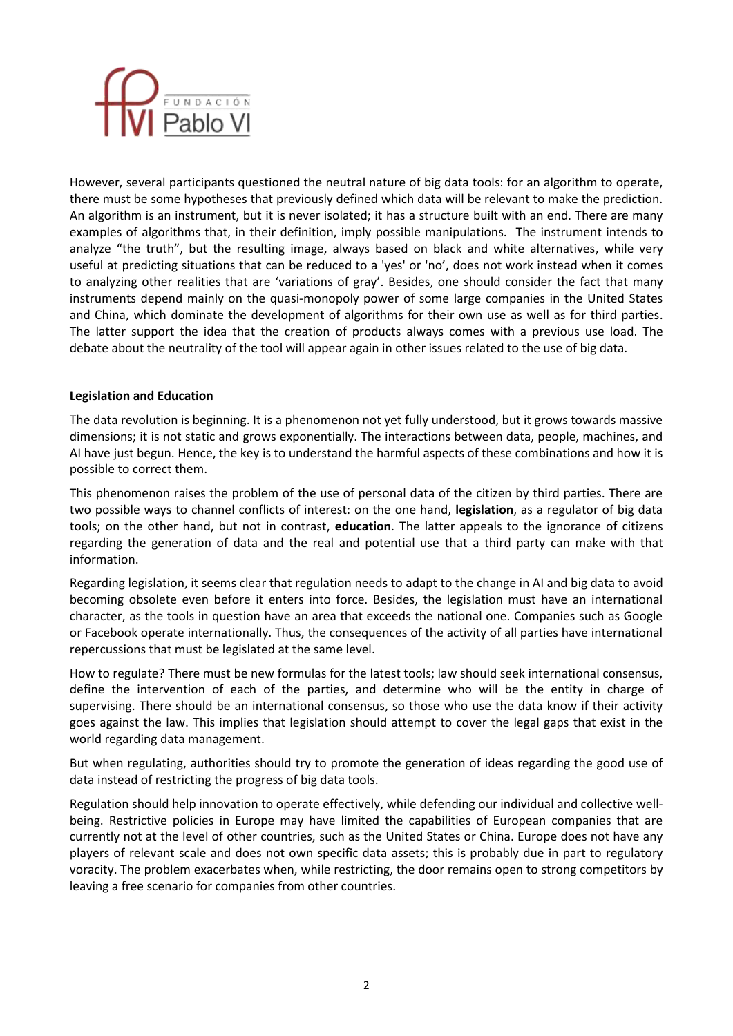However, several participants questioned the neutral nature of big data tools: for an algorithm to operate, there must be some hypotheses that previously defined which data will be relevant to make the prediction. An algorithm is an instrument, but it is never isolated; it has a structure built with an end. There are many examples of algorithms that, in their definition, imply possible manipulations. The instrument intends to analyze "the truth", but the resulting image, always based on black and white alternatives, while very useful at predicting situations that can be reduced to a 'yes' or 'no', does not work instead when it comes to analyzing other realities that are 'variations of gray'. Besides, one should consider the fact that many instruments depend mainly on the quasi-monopoly power of some large companies in the United States and China, which dominate the development of algorithms for their own use as well as for third parties. The latter support the idea that the creation of products always comes with a previous use load. The debate about the neutrality of the tool will appear again in other issues related to the use of big data.

**Legislation and Education**

The data revolution is beginning. It is a phenomenon not yet fully understood, but it grows towards massive dimensions; it is not static and grows exponentially. The interactions between data, people, machines, and AI have just begun. Hence, the key is to understand the harmful aspects of these combinations and how it is possible to correct them.

This phenomenon raises the problem of the use of personal data of the citizen by third parties. There are two possible ways to channel conflicts of interest: on the one hand, **legislation**, as a regulator of big data tools; on the other hand, but not in contrast, **education**. The latter appeals to the ignorance of citizens regarding the generation of data and the real and potential use that a third party can make with that information.

Regarding legislation, it seems clear that regulation needs to adapt to the change in AI and big data to avoid becoming obsolete even before it enters into force. Besides, the legislation must have an international character, as the tools in question have an area that exceeds the national one. Companies such as Google or Facebook operate internationally. Thus, the consequences of the activity of all parties have international repercussions that must be legislated at the same level.

How to regulate? There must be new formulas for the latest tools; law should seek international consensus, define the intervention of each of the parties, and determine who will be the entity in charge of supervising. There should be an international consensus, so those who use the data know if their activity goes against the law. This implies that legislation should attempt to cover the legal gaps that exist in the world regarding data management.

But when regulating, authorities should try to promote the generation of ideas regarding the good use of data instead of restricting the progress of big data tools.

Regulation should help innovation to operate effectively, while defending our individual and collective well-being. Restrictive policies in Europe may have limited the capabilities of European companies that are currently not at the level of other countries, such as the United States or China. Europe does not have any players of relevant scale and does not own specific data assets; this is probably due in part to regulatory voracity. The problem exacerbates when, while restricting, the door remains open to strong competitors by leaving a free scenario for companies from other countries.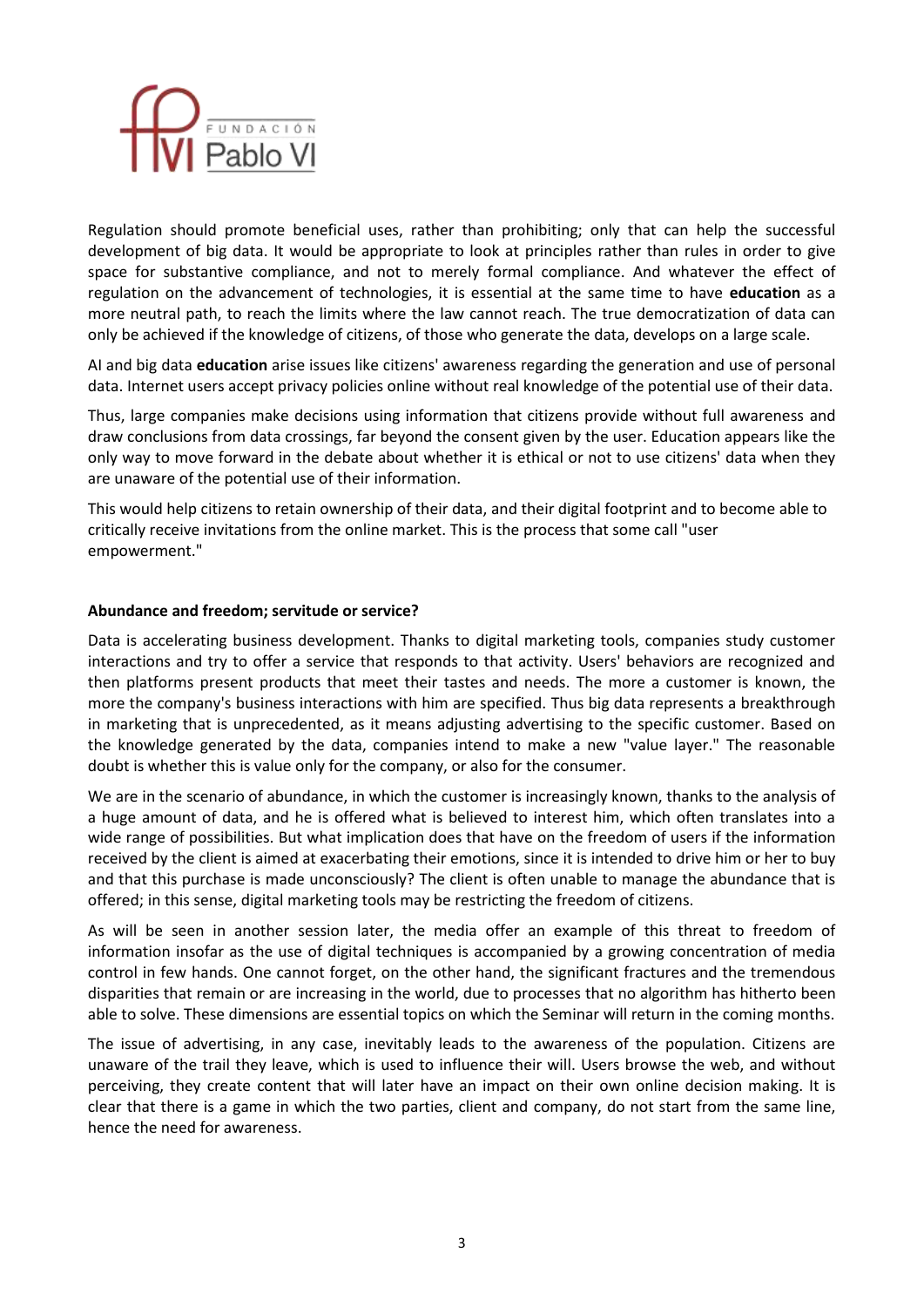Regulation should promote beneficial uses, rather than prohibiting; only that can help the successful development of big data. It would be appropriate to look at principles rather than rules in order to give space for substantive compliance, and not to merely formal compliance. And whatever the effect of regulation on the advancement of technologies, it is essential at the same time to have **education** as a more neutral path, to reach the limits where the law cannot reach. The true democratization of data can only be achieved if the knowledge of citizens, of those who generate the data, develops on a large scale.

AI and big data **education** arise issues like citizens' awareness regarding the generation and use of personal data. Internet users accept privacy policies online without real knowledge of the potential use of their data.

Thus, large companies make decisions using information that citizens provide without full awareness and draw conclusions from data crossings, far beyond the consent given by the user. Education appears like the only way to move forward in the debate about whether it is ethical or not to use citizens' data when they are unaware of the potential use of their information.

This would help citizens to retain ownership of their data, and their digital footprint and to become able to critically receive invitations from the online market. This is the process that some call "user empowerment."

**Abundance and freedom; servitude or service?**

Data is accelerating business development. Thanks to digital marketing tools, companies study customer interactions and try to offer a service that responds to that activity. Users' behaviors are recognized and then platforms present products that meet their tastes and needs. The more a customer is known, the more the company's business interactions with him are specified. Thus big data represents a breakthrough in marketing that is unprecedented, as it means adjusting advertising to the specific customer. Based on the knowledge generated by the data, companies intend to make a new "value layer." The reasonable doubt is whether this is value only for the company, or also for the consumer.

We are in the scenario of abundance, in which the customer is increasingly known, thanks to the analysis of a huge amount of data, and he is offered what is believed to interest him, which often translates into a wide range of possibilities. But what implication does that have on the freedom of users if the information received by the client is aimed at exacerbating their emotions, since it is intended to drive him or her to buy and that this purchase is made unconsciously? The client is often unable to manage the abundance that is offered; in this sense, digital marketing tools may be restricting the freedom of citizens.

As will be seen in another session later, the media offer an example of this threat to freedom of information insofar as the use of digital techniques is accompanied by a growing concentration of media control in few hands. One cannot forget, on the other hand, the significant fractures and the tremendous disparities that remain or are increasing in the world, due to processes that no algorithm has hitherto been able to solve. These dimensions are essential topics on which the Seminar will return in the coming months.

The issue of advertising, in any case, inevitably leads to the awareness of the population. Citizens are unaware of the trail they leave, which is used to influence their will. Users browse the web, and without perceiving, they create content that will later have an impact on their own online decision making. It is clear that there is a game in which the two parties, client and company, do not start from the same line, hence the need for awareness.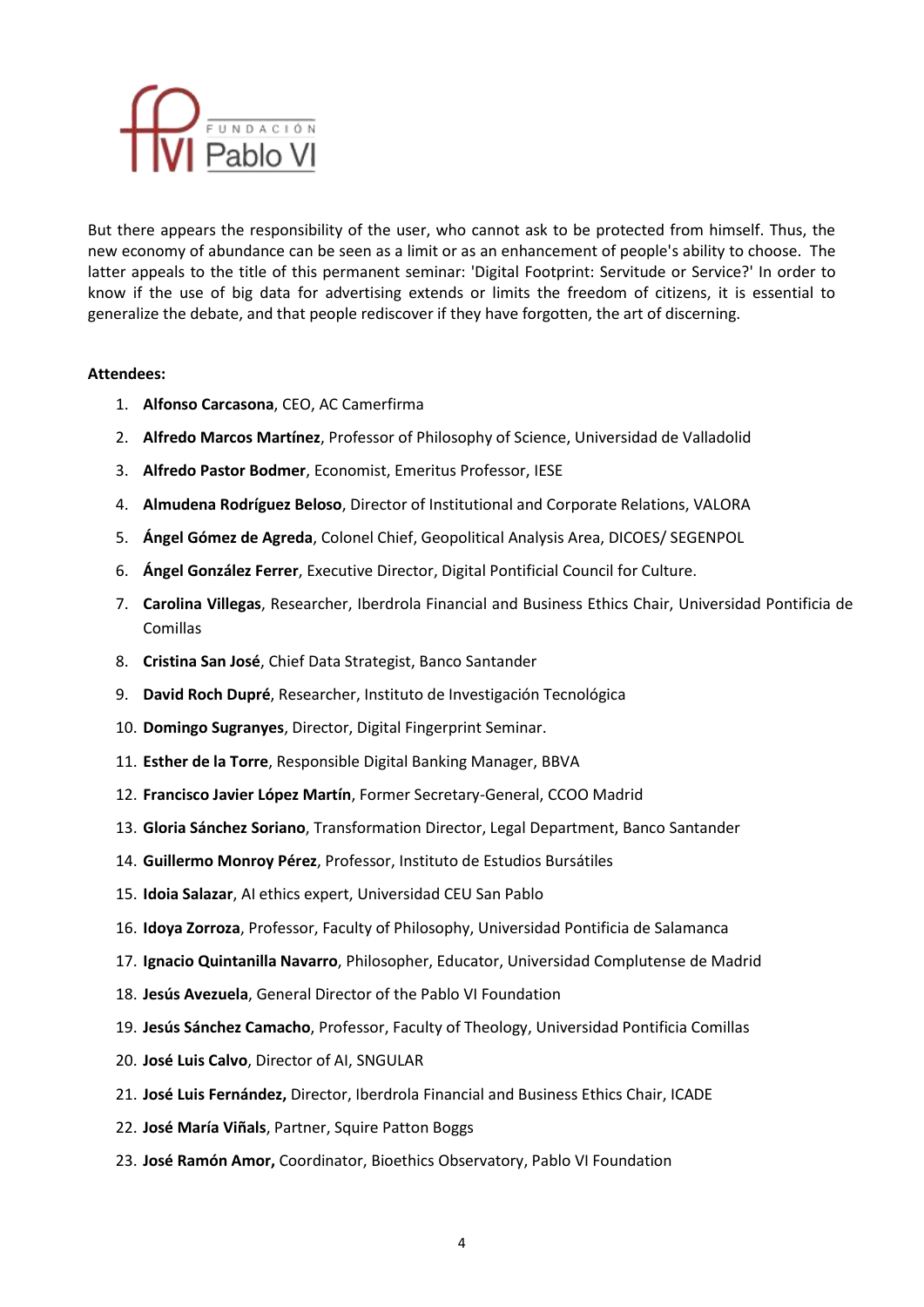But there appears the responsibility of the user, who cannot ask to be protected from himself. Thus, the new economy of abundance can be seen as a limit or as an enhancement of people's ability to choose. The latter appeals to the title of this permanent seminar: 'Digital Footprint: Servitude or Service?' In order to know if the use of big data for advertising extends or limits the freedom of citizens, it is essential to generalize the debate, and that people rediscover if they have forgotten, the art of discerning.

**Attendees:**

1. **Alfonso Carcasona**, CEO, AC Camerfirma
2. **Alfredo Marcos Martínez**, Professor of Philosophy of Science, Universidad de Valladolid
3. **Alfredo Pastor Bodmer**, Economist, Emeritus Professor, IESE
4. **Almudena Rodríguez Beloso**, Director of Institutional and Corporate Relations, VALORA
5. **Ángel Gómez de Agreda**, Colonel Chief, Geopolitical Analysis Area, DICOES/ SEGENPOL
6. **Ángel González Ferrer**, Executive Director, Digital Pontificial Council for Culture.
7. **Carolina Villegas**, Researcher, Iberdrola Financial and Business Ethics Chair, Universidad Pontificia de Comillas
8. **Cristina San José**, Chief Data Strategist, Banco Santander
9. **David Roch Dupré**, Researcher, Instituto de Investigación Tecnológica
10. **Domingo Sugranyes**, Director, Digital Fingerprint Seminar.
11. **Esther de la Torre**, Responsible Digital Banking Manager, BBVA
12. **Francisco Javier López Martín**, Former Secretary-General, CCOO Madrid
13. **Gloria Sánchez Soriano**, Transformation Director, Legal Department, Banco Santander
14. **Guillermo Monroy Pérez**, Professor, Instituto de Estudios Bursátiles
15. **Idoia Salazar**, AI ethics expert, Universidad CEU San Pablo
16. **Idoya Zorroza**, Professor, Faculty of Philosophy, Universidad Pontificia de Salamanca
17. **Ignacio Quintanilla Navarro**, Philosopher, Educator, Universidad Complutense de Madrid
18. **Jesús Avezuela**, General Director of the Pablo VI Foundation
19. **Jesús Sánchez Camacho**, Professor, Faculty of Theology, Universidad Pontificia Comillas
20. **José Luis Calvo**, Director of AI, SNGULAR
21. **José Luis Fernández,** Director, Iberdrola Financial and Business Ethics Chair, ICADE
22. **José María Viñals**, Partner, Squire Patton Boggs
23. **José Ramón Amor,** Coordinator, Bioethics Observatory, Pablo VI Foundation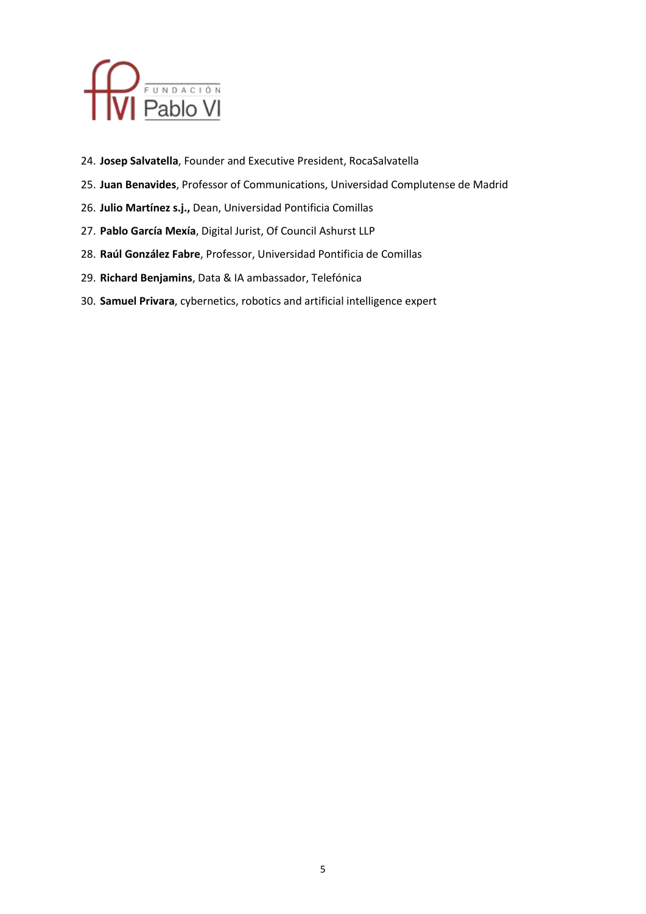24. **Josep Salvatella**, Founder and Executive President, RocaSalvatella
25. **Juan Benavides**, Professor of Communications, Universidad Complutense de Madrid
26. **Julio Martínez s.j.,** Dean, Universidad Pontificia Comillas
27. **Pablo García Mexía**, Digital Jurist, Of Council Ashurst LLP
28. **Raúl González Fabre**, Professor, Universidad Pontificia de Comillas
29. **Richard Benjamins**, Data & IA ambassador, Telefónica
30. **Samuel Privara**, cybernetics, robotics and artificial intelligence expert